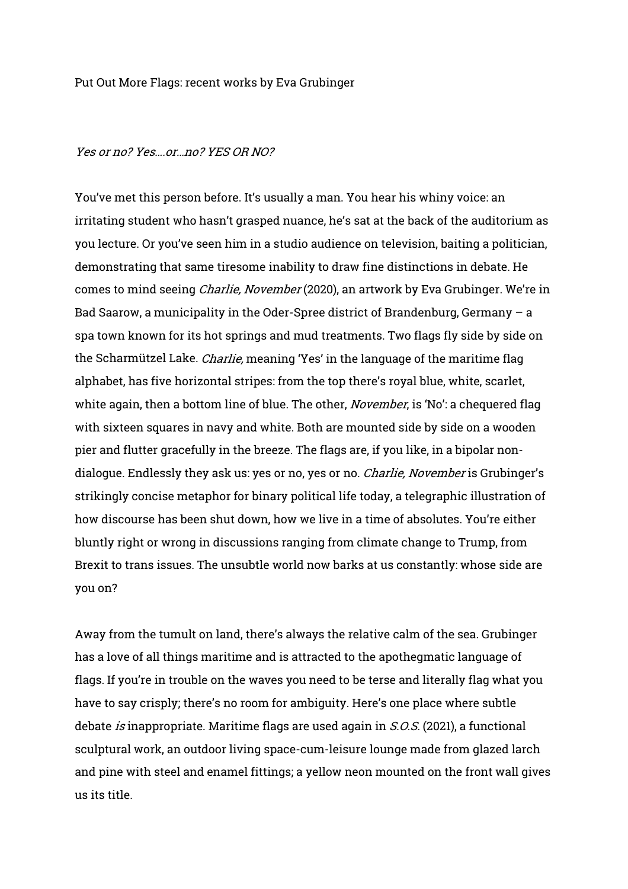# Put Out More Flags: recent works by Eva Grubinger

*Yes or no? Yes….or…no? YES OR NO?*

You've met this person before. It's usually a man. You hear his whiny voice: an irritating student who hasn't grasped nuance, he's sat at the back of the auditorium as you lecture. Or you've seen him in a studio audience on television, baiting a politician, demonstrating that same tiresome inability to draw fine distinctions in debate. He comes to mind seeing *Charlie, November* (2020), an artwork by Eva Grubinger. We're in Bad Saarow, a municipality in the Oder-Spree district of Brandenburg, Germany – a spa town known for its hot springs and mud treatments. Two flags fly side by side on the Scharmützel Lake. *Charlie,* meaning 'Yes' in the language of the maritime flag alphabet, has five horizontal stripes: from the top there's royal blue, white, scarlet, white again, then a bottom line of blue. The other, *November*, is 'No': a chequered flag with sixteen squares in navy and white. Both are mounted side by side on a wooden pier and flutter gracefully in the breeze. The flags are, if you like, in a bipolar non-dialogue. Endlessly they ask us: yes or no, yes or no. *Charlie, November* is Grubinger's strikingly concise metaphor for binary political life today, a telegraphic illustration of how discourse has been shut down, how we live in a time of absolutes. You're either bluntly right or wrong in discussions ranging from climate change to Trump, from Brexit to trans issues. The unsubtle world now barks at us constantly: whose side are you on?

Away from the tumult on land, there's always the relative calm of the sea. Grubinger has a love of all things maritime and is attracted to the apothegmatic language of flags. If you're in trouble on the waves you need to be terse and literally flag what you have to say crisply; there's no room for ambiguity. Here's one place where subtle debate *is* inappropriate. Maritime flags are used again in *S.O.S.* (2021), a functional sculptural work, an outdoor living space-cum-leisure lounge made from glazed larch and pine with steel and enamel fittings; a yellow neon mounted on the front wall gives us its title.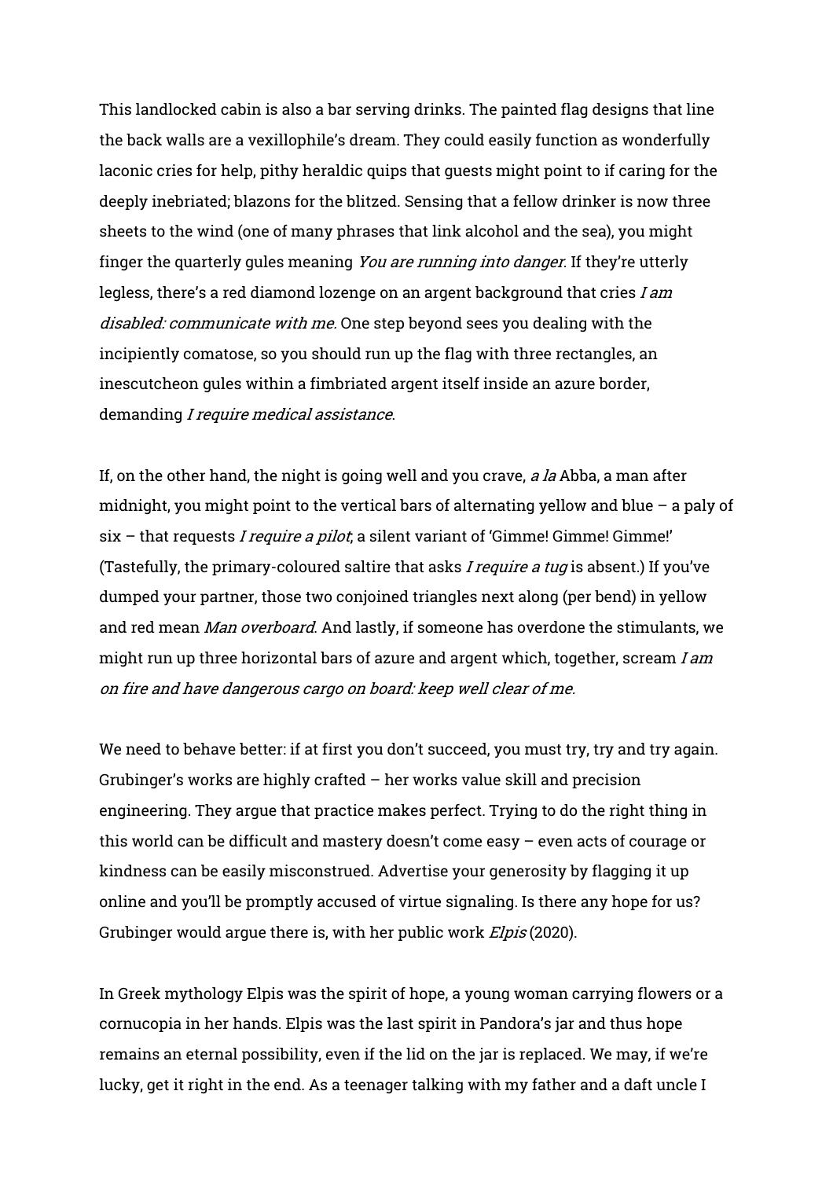This landlocked cabin is also a bar serving drinks. The painted flag designs that line the back walls are a vexillophile's dream. They could easily function as wonderfully laconic cries for help, pithy heraldic quips that guests might point to if caring for the deeply inebriated; blazons for the blitzed. Sensing that a fellow drinker is now three sheets to the wind (one of many phrases that link alcohol and the sea), you might finger the quarterly gules meaning *You are running into danger*. If they're utterly legless, there's a red diamond lozenge on an argent background that cries *I am disabled: communicate with me.* One step beyond sees you dealing with the incipiently comatose, so you should run up the flag with three rectangles, an inescutcheon gules within a fimbriated argent itself inside an azure border, demanding *I require medical assistance*.

If, on the other hand, the night is going well and you crave, *a la* Abba, a man after midnight, you might point to the vertical bars of alternating yellow and blue – a paly of six – that requests *I require a pilot*; a silent variant of 'Gimme! Gimme! Gimme!' (Tastefully, the primary-coloured saltire that asks *I require a tug* is absent.) If you've dumped your partner, those two conjoined triangles next along (per bend) in yellow and red mean *Man overboard*. And lastly, if someone has overdone the stimulants, we might run up three horizontal bars of azure and argent which, together, scream *I am on fire and have dangerous cargo on board: keep well clear of me.*

We need to behave better: if at first you don't succeed, you must try, try and try again. Grubinger's works are highly crafted – her works value skill and precision engineering. They argue that practice makes perfect. Trying to do the right thing in this world can be difficult and mastery doesn't come easy – even acts of courage or kindness can be easily misconstrued. Advertise your generosity by flagging it up online and you'll be promptly accused of virtue signaling. Is there any hope for us? Grubinger would argue there is, with her public work *Elpis* (2020).

In Greek mythology Elpis was the spirit of hope, a young woman carrying flowers or a cornucopia in her hands. Elpis was the last spirit in Pandora's jar and thus hope remains an eternal possibility, even if the lid on the jar is replaced. We may, if we're lucky, get it right in the end. As a teenager talking with my father and a daft uncle I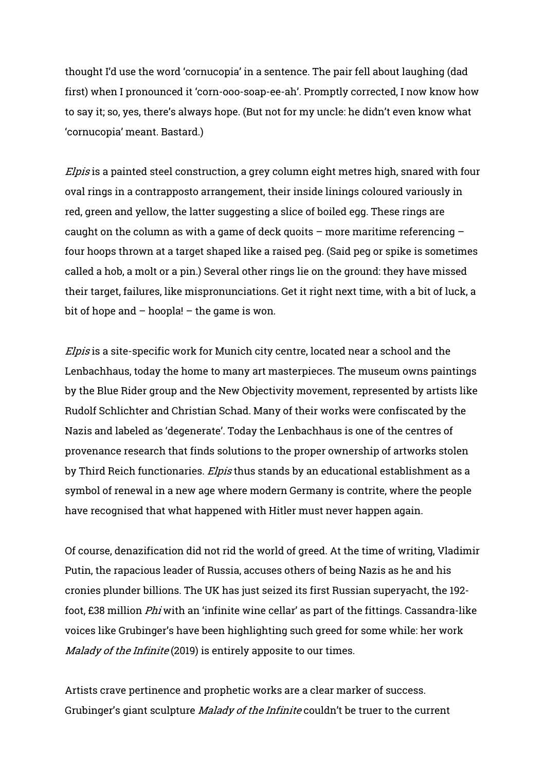thought I'd use the word 'cornucopia' in a sentence. The pair fell about laughing (dad first) when I pronounced it 'corn-ooo-soap-ee-ah'. Promptly corrected, I now know how to say it; so, yes, there's always hope. (But not for my uncle: he didn't even know what 'cornucopia' meant. Bastard.)

*Elpis* is a painted steel construction, a grey column eight metres high, snared with four oval rings in a contrapposto arrangement, their inside linings coloured variously in red, green and yellow, the latter suggesting a slice of boiled egg. These rings are caught on the column as with a game of deck quoits – more maritime referencing – four hoops thrown at a target shaped like a raised peg. (Said peg or spike is sometimes called a hob, a molt or a pin.) Several other rings lie on the ground: they have missed their target, failures, like mispronunciations. Get it right next time, with a bit of luck, a bit of hope and – hoopla! – the game is won.

*Elpis* is a site-specific work for Munich city centre, located near a school and the Lenbachhaus, today the home to many art masterpieces. The museum owns paintings by the Blue Rider group and the New Objectivity movement, represented by artists like Rudolf Schlichter and Christian Schad. Many of their works were confiscated by the Nazis and labeled as 'degenerate'. Today the Lenbachhaus is one of the centres of provenance research that finds solutions to the proper ownership of artworks stolen by Third Reich functionaries. *Elpis* thus stands by an educational establishment as a symbol of renewal in a new age where modern Germany is contrite, where the people have recognised that what happened with Hitler must never happen again.

Of course, denazification did not rid the world of greed. At the time of writing, Vladimir Putin, the rapacious leader of Russia, accuses others of being Nazis as he and his cronies plunder billions. The UK has just seized its first Russian superyacht, the 192-foot, £38 million *Phi* with an 'infinite wine cellar' as part of the fittings. Cassandra-like voices like Grubinger's have been highlighting such greed for some while: her work *Malady of the Infinite* (2019) is entirely apposite to our times.

Artists crave pertinence and prophetic works are a clear marker of success. Grubinger's giant sculpture *Malady of the Infinite* couldn't be truer to the current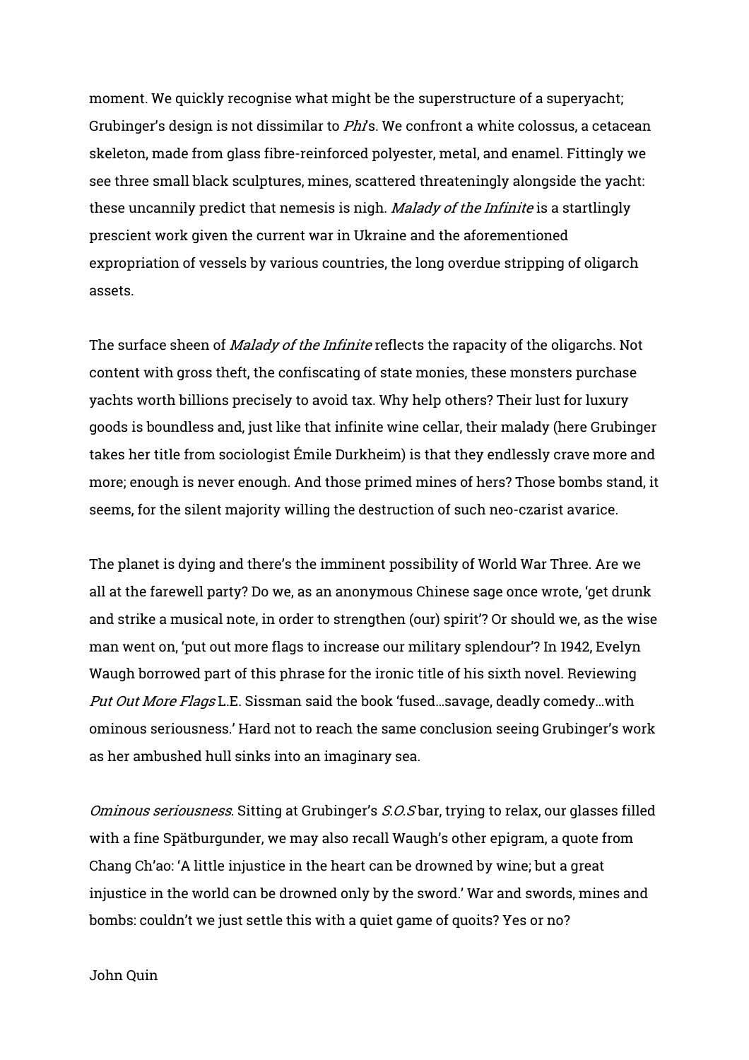moment. We quickly recognise what might be the superstructure of a superyacht; Grubinger's design is not dissimilar to *Phi*'s. We confront a white colossus, a cetacean skeleton, made from glass fibre-reinforced polyester, metal, and enamel. Fittingly we see three small black sculptures, mines, scattered threateningly alongside the yacht: these uncannily predict that nemesis is nigh. *Malady of the Infinite* is a startlingly prescient work given the current war in Ukraine and the aforementioned expropriation of vessels by various countries, the long overdue stripping of oligarch assets.

The surface sheen of *Malady of the Infinite* reflects the rapacity of the oligarchs. Not content with gross theft, the confiscating of state monies, these monsters purchase yachts worth billions precisely to avoid tax. Why help others? Their lust for luxury goods is boundless and, just like that infinite wine cellar, their malady (here Grubinger takes her title from sociologist Émile Durkheim) is that they endlessly crave more and more; enough is never enough. And those primed mines of hers? Those bombs stand, it seems, for the silent majority willing the destruction of such neo-czarist avarice.

The planet is dying and there's the imminent possibility of World War Three. Are we all at the farewell party? Do we, as an anonymous Chinese sage once wrote, 'get drunk and strike a musical note, in order to strengthen (our) spirit'? Or should we, as the wise man went on, 'put out more flags to increase our military splendour'? In 1942, Evelyn Waugh borrowed part of this phrase for the ironic title of his sixth novel. Reviewing *Put Out More Flags* L.E. Sissman said the book 'fused…savage, deadly comedy…with ominous seriousness.' Hard not to reach the same conclusion seeing Grubinger's work as her ambushed hull sinks into an imaginary sea.

*Ominous seriousness*. Sitting at Grubinger's *S.O.S* bar, trying to relax, our glasses filled with a fine Spätburgunder, we may also recall Waugh's other epigram, a quote from Chang Ch'ao: 'A little injustice in the heart can be drowned by wine; but a great injustice in the world can be drowned only by the sword.' War and swords, mines and bombs: couldn't we just settle this with a quiet game of quoits? Yes or no?

John Quin